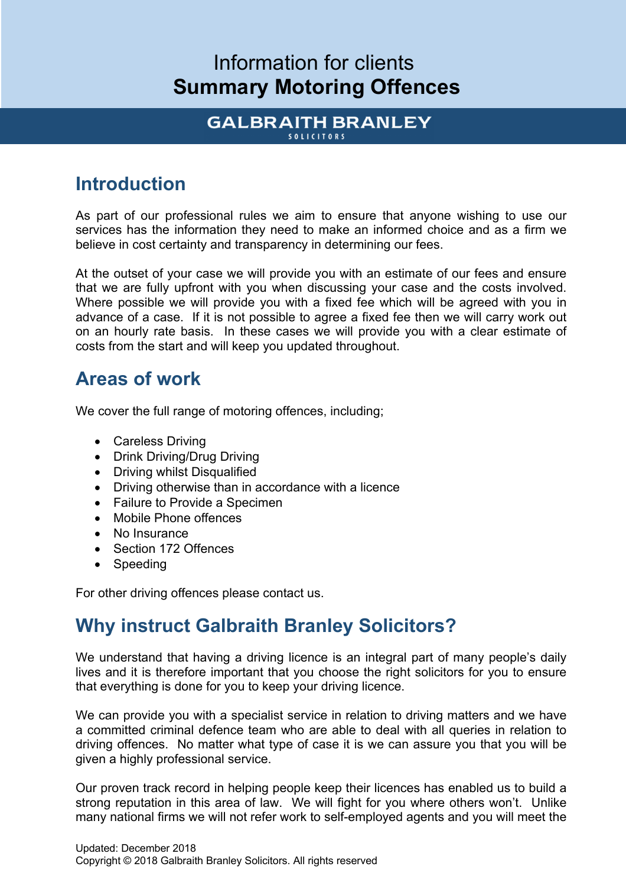# Information for clients
# Summary Motoring Offences

**GALBRAITH BRANLEY**
SOLICITORS

## Introduction

As part of our professional rules we aim to ensure that anyone wishing to use our services has the information they need to make an informed choice and as a firm we believe in cost certainty and transparency in determining our fees.

At the outset of your case we will provide you with an estimate of our fees and ensure that we are fully upfront with you when discussing your case and the costs involved. Where possible we will provide you with a fixed fee which will be agreed with you in advance of a case. If it is not possible to agree a fixed fee then we will carry work out on an hourly rate basis. In these cases we will provide you with a clear estimate of costs from the start and will keep you updated throughout.

## Areas of work

We cover the full range of motoring offences, including;

- Careless Driving
- Drink Driving/Drug Driving
- Driving whilst Disqualified
- Driving otherwise than in accordance with a licence
- Failure to Provide a Specimen
- Mobile Phone offences
- No Insurance
- Section 172 Offences
- Speeding

For other driving offences please contact us.

## Why instruct Galbraith Branley Solicitors?

We understand that having a driving licence is an integral part of many people's daily lives and it is therefore important that you choose the right solicitors for you to ensure that everything is done for you to keep your driving licence.

We can provide you with a specialist service in relation to driving matters and we have a committed criminal defence team who are able to deal with all queries in relation to driving offences. No matter what type of case it is we can assure you that you will be given a highly professional service.

Our proven track record in helping people keep their licences has enabled us to build a strong reputation in this area of law. We will fight for you where others won't. Unlike many national firms we will not refer work to self-employed agents and you will meet the

Updated: December 2018
Copyright © 2018 Galbraith Branley Solicitors. All rights reserved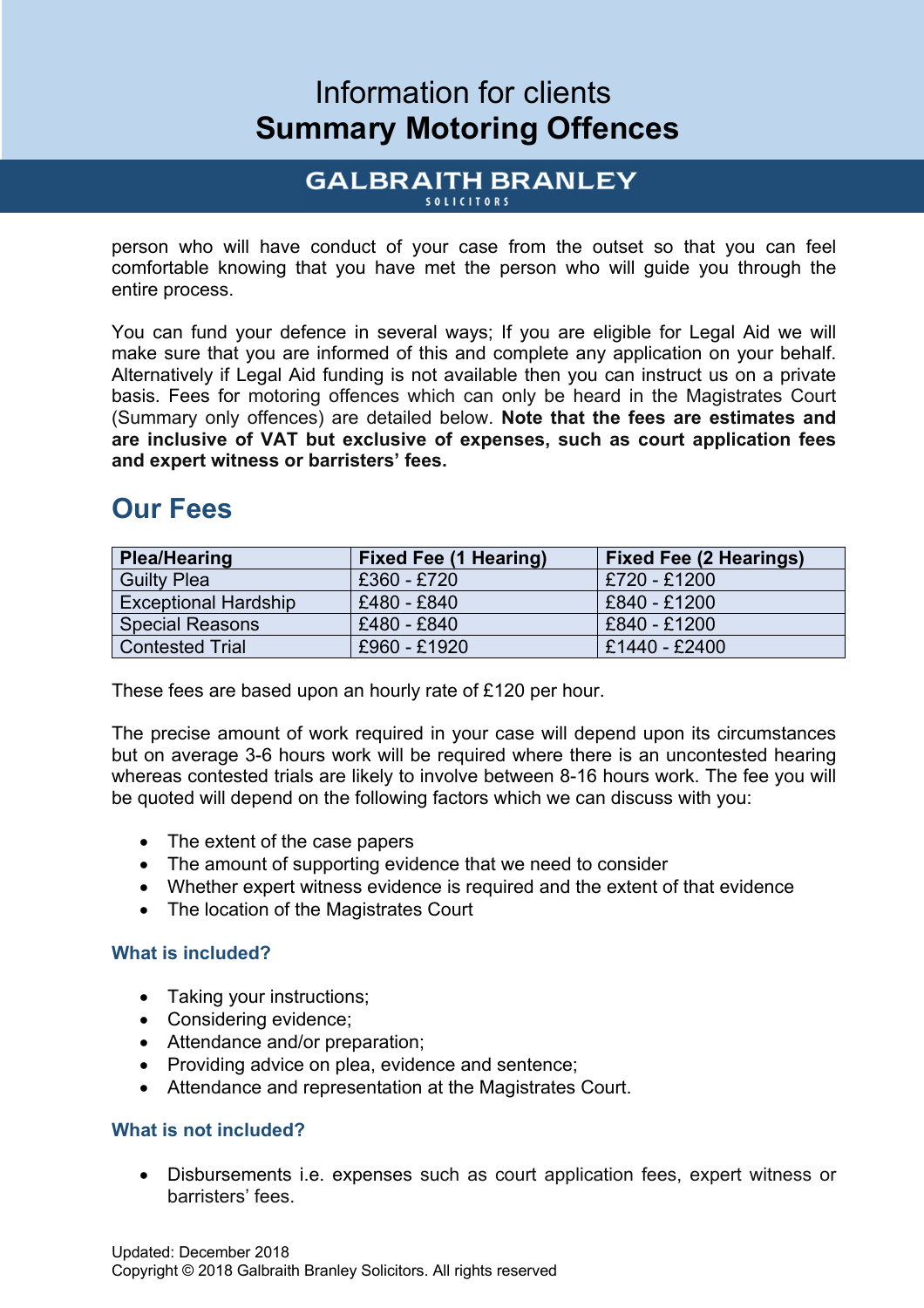person who will have conduct of your case from the outset so that you can feel comfortable knowing that you have met the person who will guide you through the entire process.

You can fund your defence in several ways; If you are eligible for Legal Aid we will make sure that you are informed of this and complete any application on your behalf. Alternatively if Legal Aid funding is not available then you can instruct us on a private basis. Fees for motoring offences which can only be heard in the Magistrates Court (Summary only offences) are detailed below. **Note that the fees are estimates and are inclusive of VAT but exclusive of expenses, such as court application fees and expert witness or barristers' fees.**

## Our Fees

| Plea/Hearing | Fixed Fee (1 Hearing) | Fixed Fee (2 Hearings) |
|---|---|---|
| Guilty Plea | £360 - £720 | £720 - £1200 |
| Exceptional Hardship | £480 - £840 | £840 - £1200 |
| Special Reasons | £480 - £840 | £840 - £1200 |
| Contested Trial | £960 - £1920 | £1440 - £2400 |

These fees are based upon an hourly rate of £120 per hour.

The precise amount of work required in your case will depend upon its circumstances but on average 3-6 hours work will be required where there is an uncontested hearing whereas contested trials are likely to involve between 8-16 hours work. The fee you will be quoted will depend on the following factors which we can discuss with you:

- The extent of the case papers
- The amount of supporting evidence that we need to consider
- Whether expert witness evidence is required and the extent of that evidence
- The location of the Magistrates Court

### What is included?

- Taking your instructions;
- Considering evidence;
- Attendance and/or preparation;
- Providing advice on plea, evidence and sentence;
- Attendance and representation at the Magistrates Court.

### What is not included?

- Disbursements i.e. expenses such as court application fees, expert witness or barristers' fees.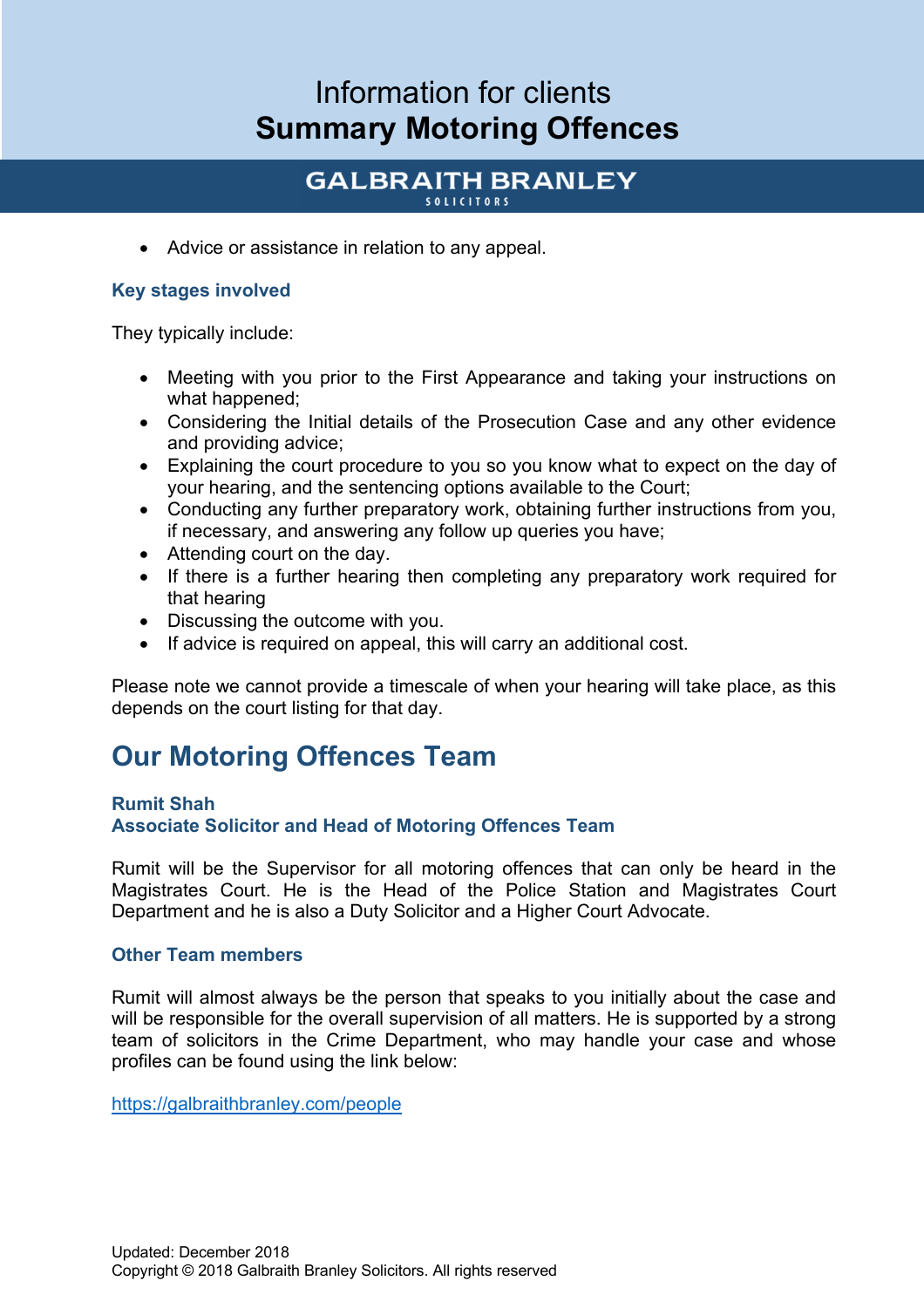- Advice or assistance in relation to any appeal.

### Key stages involved

They typically include:

- Meeting with you prior to the First Appearance and taking your instructions on what happened;
- Considering the Initial details of the Prosecution Case and any other evidence and providing advice;
- Explaining the court procedure to you so you know what to expect on the day of your hearing, and the sentencing options available to the Court;
- Conducting any further preparatory work, obtaining further instructions from you, if necessary, and answering any follow up queries you have;
- Attending court on the day.
- If there is a further hearing then completing any preparatory work required for that hearing
- Discussing the outcome with you.
- If advice is required on appeal, this will carry an additional cost.

Please note we cannot provide a timescale of when your hearing will take place, as this depends on the court listing for that day.

## Our Motoring Offences Team

### Rumit Shah
### Associate Solicitor and Head of Motoring Offences Team

Rumit will be the Supervisor for all motoring offences that can only be heard in the Magistrates Court. He is the Head of the Police Station and Magistrates Court Department and he is also a Duty Solicitor and a Higher Court Advocate.

### Other Team members

Rumit will almost always be the person that speaks to you initially about the case and will be responsible for the overall supervision of all matters. He is supported by a strong team of solicitors in the Crime Department, who may handle your case and whose profiles can be found using the link below:

https://galbraithbranley.com/people

Updated: December 2018
Copyright © 2018 Galbraith Branley Solicitors. All rights reserved